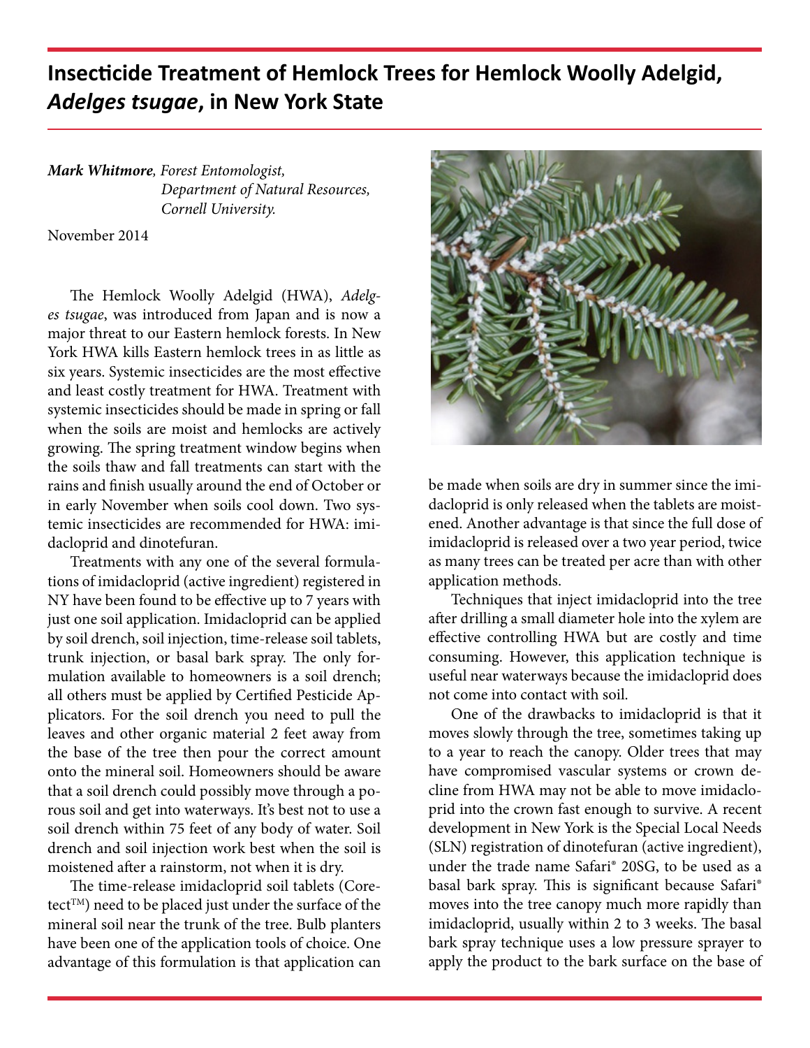# Insecticide Treatment of Hemlock Trees for Hemlock Woolly Adelgid, *Adelges tsugae*, in New York State

***Mark Whitmore**, Forest Entomologist,*
*Department of Natural Resources,*
*Cornell University.*

November 2014

The Hemlock Woolly Adelgid (HWA), *Adelges tsugae*, was introduced from Japan and is now a major threat to our Eastern hemlock forests. In New York HWA kills Eastern hemlock trees in as little as six years. Systemic insecticides are the most effective and least costly treatment for HWA. Treatment with systemic insecticides should be made in spring or fall when the soils are moist and hemlocks are actively growing. The spring treatment window begins when the soils thaw and fall treatments can start with the rains and finish usually around the end of October or in early November when soils cool down. Two systemic insecticides are recommended for HWA: imidacloprid and dinotefuran.

Treatments with any one of the several formulations of imidacloprid (active ingredient) registered in NY have been found to be effective up to 7 years with just one soil application. Imidacloprid can be applied by soil drench, soil injection, time-release soil tablets, trunk injection, or basal bark spray. The only formulation available to homeowners is a soil drench; all others must be applied by Certified Pesticide Applicators. For the soil drench you need to pull the leaves and other organic material 2 feet away from the base of the tree then pour the correct amount onto the mineral soil. Homeowners should be aware that a soil drench could possibly move through a porous soil and get into waterways. It's best not to use a soil drench within 75 feet of any body of water. Soil drench and soil injection work best when the soil is moistened after a rainstorm, not when it is dry.

The time-release imidacloprid soil tablets (Coretect™) need to be placed just under the surface of the mineral soil near the trunk of the tree. Bulb planters have been one of the application tools of choice. One advantage of this formulation is that application can be made when soils are dry in summer since the imidacloprid is only released when the tablets are moistened. Another advantage is that since the full dose of imidacloprid is released over a two year period, twice as many trees can be treated per acre than with other application methods.

Techniques that inject imidacloprid into the tree after drilling a small diameter hole into the xylem are effective controlling HWA but are costly and time consuming. However, this application technique is useful near waterways because the imidacloprid does not come into contact with soil.

One of the drawbacks to imidacloprid is that it moves slowly through the tree, sometimes taking up to a year to reach the canopy. Older trees that may have compromised vascular systems or crown decline from HWA may not be able to move imidacloprid into the crown fast enough to survive. A recent development in New York is the Special Local Needs (SLN) registration of dinotefuran (active ingredient), under the trade name Safari® 20SG, to be used as a basal bark spray. This is significant because Safari® moves into the tree canopy much more rapidly than imidacloprid, usually within 2 to 3 weeks. The basal bark spray technique uses a low pressure sprayer to apply the product to the bark surface on the base of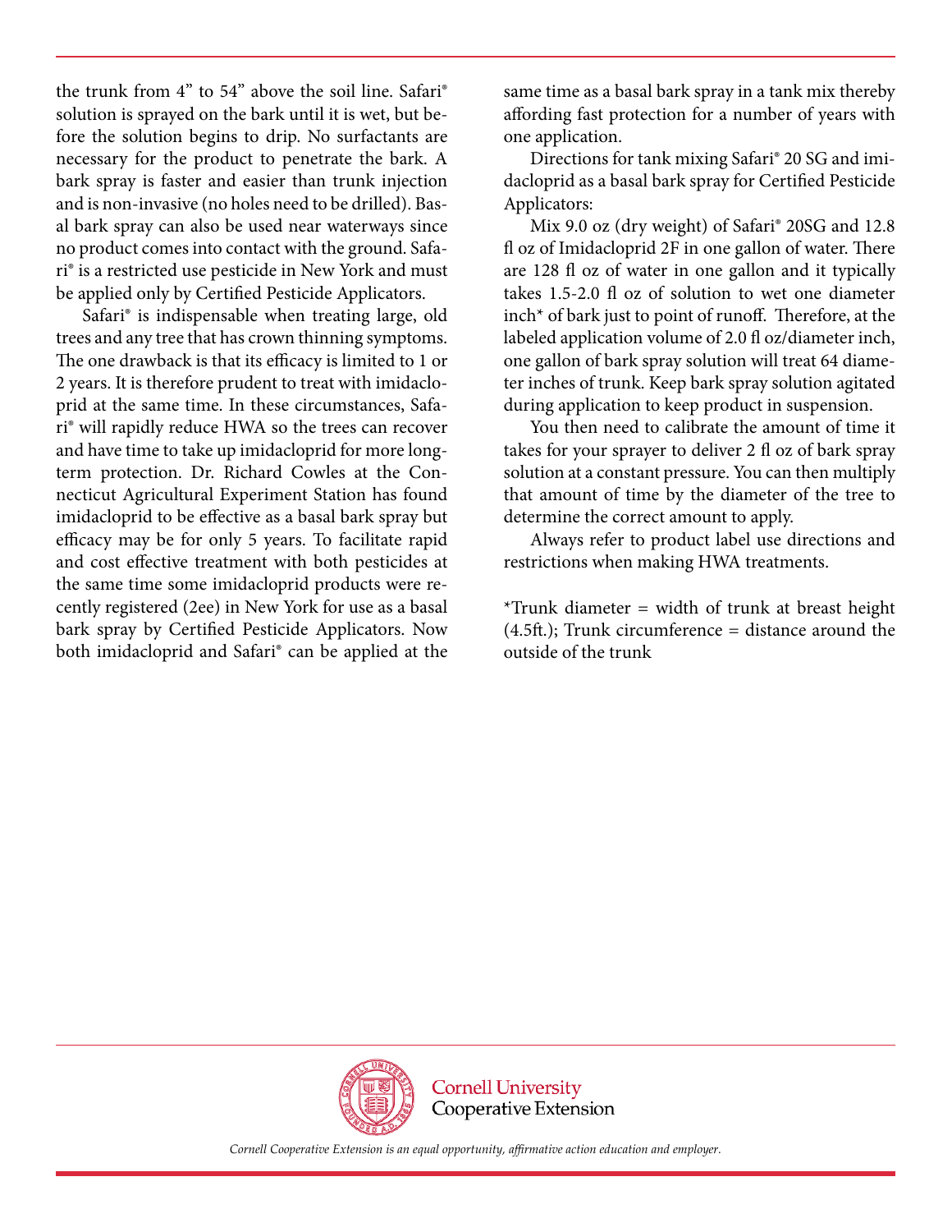the trunk from 4" to 54" above the soil line. Safari® solution is sprayed on the bark until it is wet, but before the solution begins to drip. No surfactants are necessary for the product to penetrate the bark. A bark spray is faster and easier than trunk injection and is non-invasive (no holes need to be drilled). Basal bark spray can also be used near waterways since no product comes into contact with the ground. Safari® is a restricted use pesticide in New York and must be applied only by Certified Pesticide Applicators.

Safari® is indispensable when treating large, old trees and any tree that has crown thinning symptoms. The one drawback is that its efficacy is limited to 1 or 2 years. It is therefore prudent to treat with imidacloprid at the same time. In these circumstances, Safari® will rapidly reduce HWA so the trees can recover and have time to take up imidacloprid for more long-term protection. Dr. Richard Cowles at the Connecticut Agricultural Experiment Station has found imidacloprid to be effective as a basal bark spray but efficacy may be for only 5 years. To facilitate rapid and cost effective treatment with both pesticides at the same time some imidacloprid products were recently registered (2ee) in New York for use as a basal bark spray by Certified Pesticide Applicators. Now both imidacloprid and Safari® can be applied at the same time as a basal bark spray in a tank mix thereby affording fast protection for a number of years with one application.

Directions for tank mixing Safari® 20 SG and imidacloprid as a basal bark spray for Certified Pesticide Applicators:

Mix 9.0 oz (dry weight) of Safari® 20SG and 12.8 fl oz of Imidacloprid 2F in one gallon of water. There are 128 fl oz of water in one gallon and it typically takes 1.5-2.0 fl oz of solution to wet one diameter inch* of bark just to point of runoff. Therefore, at the labeled application volume of 2.0 fl oz/diameter inch, one gallon of bark spray solution will treat 64 diameter inches of trunk. Keep bark spray solution agitated during application to keep product in suspension.

You then need to calibrate the amount of time it takes for your sprayer to deliver 2 fl oz of bark spray solution at a constant pressure. You can then multiply that amount of time by the diameter of the tree to determine the correct amount to apply.

Always refer to product label use directions and restrictions when making HWA treatments.

*Trunk diameter = width of trunk at breast height (4.5ft.); Trunk circumference = distance around the outside of the trunk

Cornell University
Cooperative Extension

*Cornell Cooperative Extension is an equal opportunity, affirmative action education and employer.*